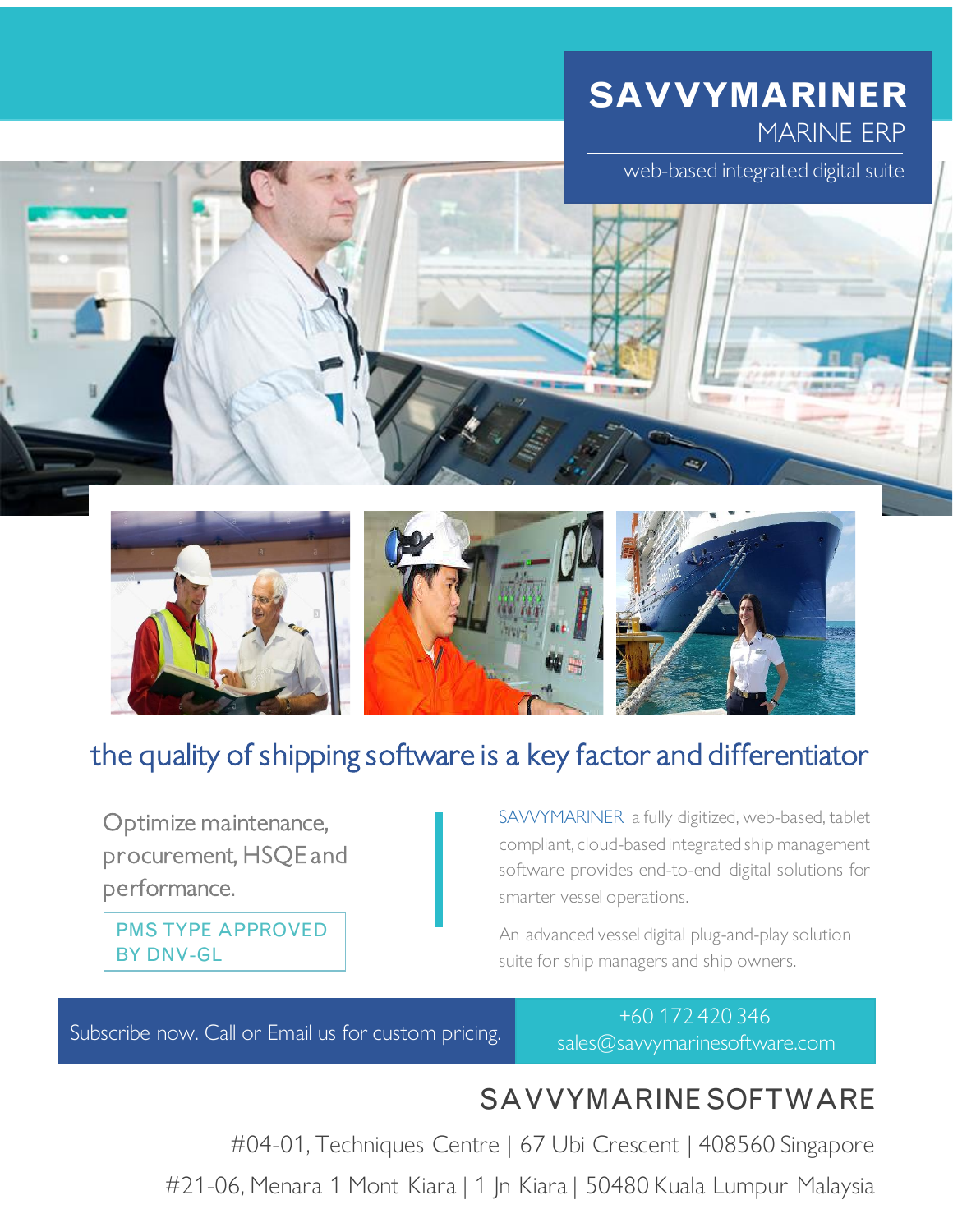# SAVVYMARINER

## MARINE ERP

web-based integrated digital suite

## the quality of shipping software is a key factor and differentiator

Optimize maintenance, procurement, HSQE and performance.

PMS TYPE APPROVED BY DNV-GL

SAVVYMARINER a fully digitized, web-based, tablet compliant, cloud-based integrated ship management software provides end-to-end digital solutions for smarter vessel operations.

An advanced vessel digital plug-and-play solution suite for ship managers and ship owners.

Subscribe now. Call or Email us for custom pricing.

+60 172 420 346
sales@savvymarinesoftware.com

## SAVVYMARINE SOFTWARE

#04-01, Techniques Centre | 67 Ubi Crescent | 408560 Singapore

#21-06, Menara 1 Mont Kiara | 1 Jn Kiara | 50480 Kuala Lumpur Malaysia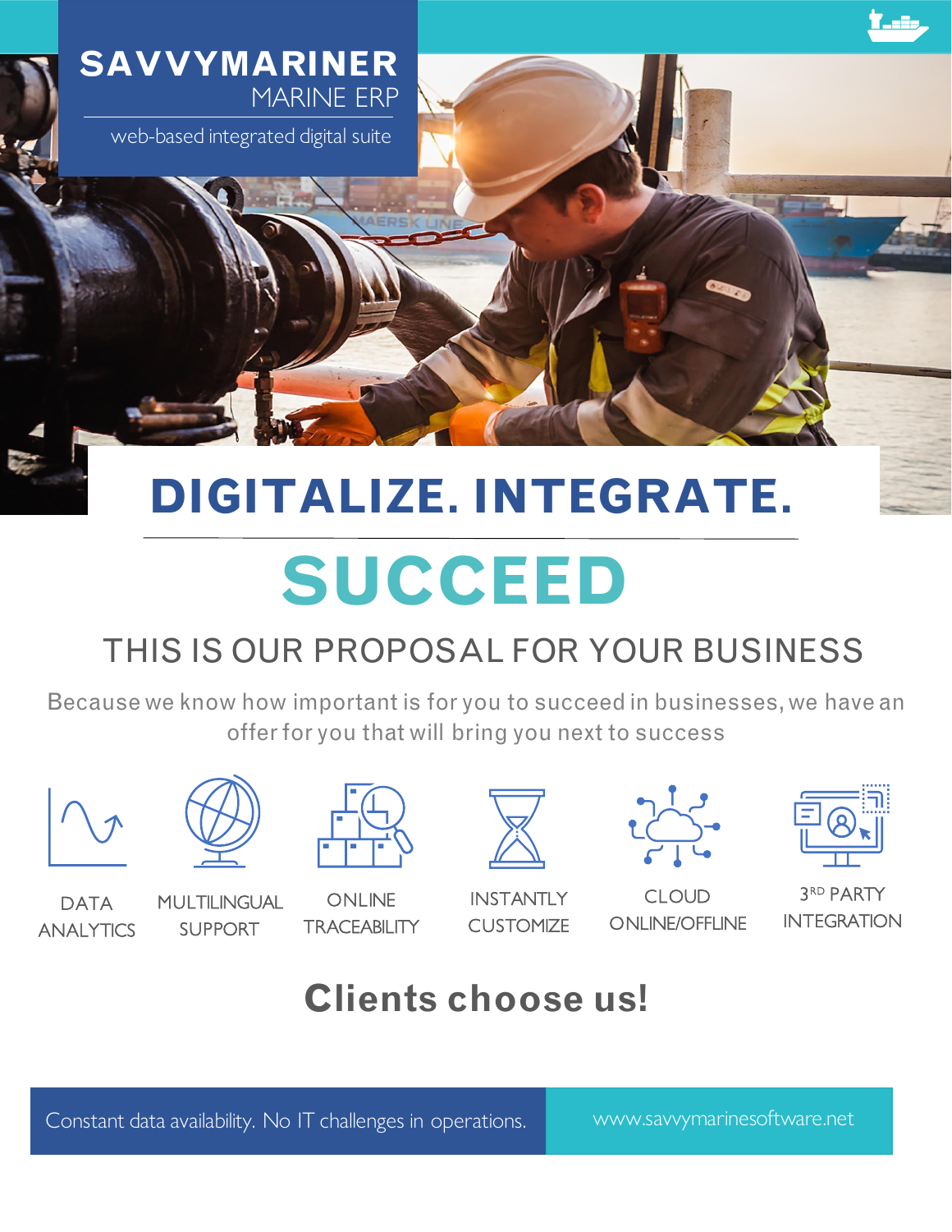# SAVVYMARINER

MARINE ERP

web-based integrated digital suite

# DIGITALIZE. INTEGRATE.

# SUCCEED

## THIS IS OUR PROPOSAL FOR YOUR BUSINESS

Because we know how important is for you to succeed in businesses, we have an offer for you that will bring you next to success

- DATA ANALYTICS
- MULTILINGUAL SUPPORT
- ONLINE TRACEABILITY
- INSTANTLY CUSTOMIZE
- CLOUD ONLINE/OFFLINE
- 3RD PARTY INTEGRATION

## Clients choose us!

Constant data availability. No IT challenges in operations.

www.savvymarinesoftware.net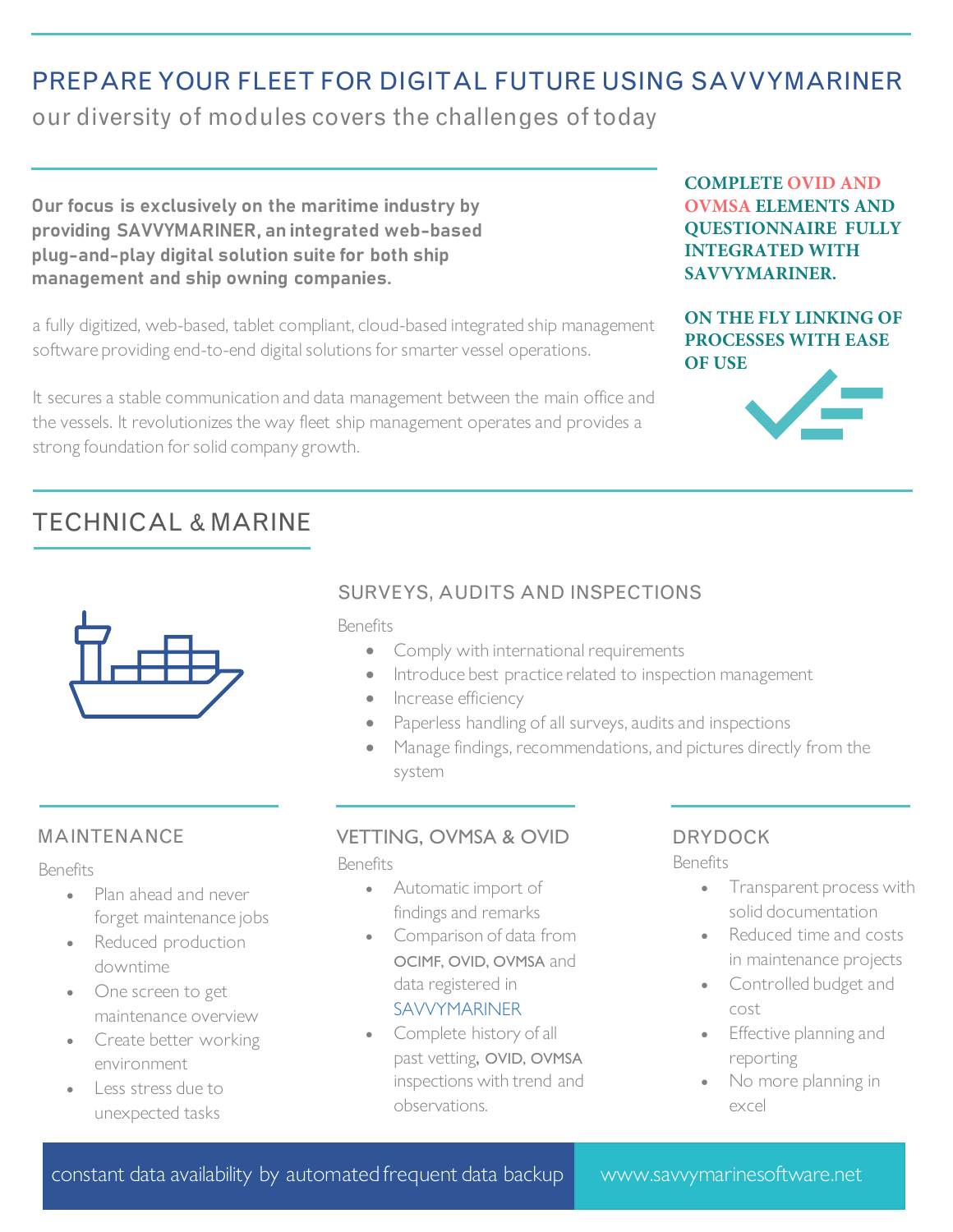# PREPARE YOUR FLEET FOR DIGITAL FUTURE USING SAVVYMARINER

our diversity of modules covers the challenges of today

**Our focus is exclusively on the maritime industry by providing SAVVYMARINER, an integrated web-based plug-and-play digital solution suite for both ship management and ship owning companies.**

a fully digitized, web-based, tablet compliant, cloud-based integrated ship management software providing end-to-end digital solutions for smarter vessel operations.

It secures a stable communication and data management between the main office and the vessels. It revolutionizes the way fleet ship management operates and provides a strong foundation for solid company growth.

**COMPLETE OVID AND OVMSA ELEMENTS AND QUESTIONNAIRE FULLY INTEGRATED WITH SAVVYMARINER.**

**ON THE FLY LINKING OF PROCESSES WITH EASE OF USE**

## TECHNICAL & MARINE

### SURVEYS, AUDITS AND INSPECTIONS

Benefits

- Comply with international requirements
- Introduce best practice related to inspection management
- Increase efficiency
- Paperless handling of all surveys, audits and inspections
- Manage findings, recommendations, and pictures directly from the system

### MAINTENANCE

Benefits

- Plan ahead and never forget maintenance jobs
- Reduced production downtime
- One screen to get maintenance overview
- Create better working environment
- Less stress due to unexpected tasks

### VETTING, OVMSA & OVID

Benefits

- Automatic import of findings and remarks
- Comparison of data from OCIMF, OVID, OVMSA and data registered in SAVVYMARINER
- Complete history of all past vetting, OVID, OVMSA inspections with trend and observations.

### DRYDOCK

Benefits

- Transparent process with solid documentation
- Reduced time and costs in maintenance projects
- Controlled budget and cost
- Effective planning and reporting
- No more planning in excel

constant data availability by automated frequent data backup

www.savvymarinesoftware.net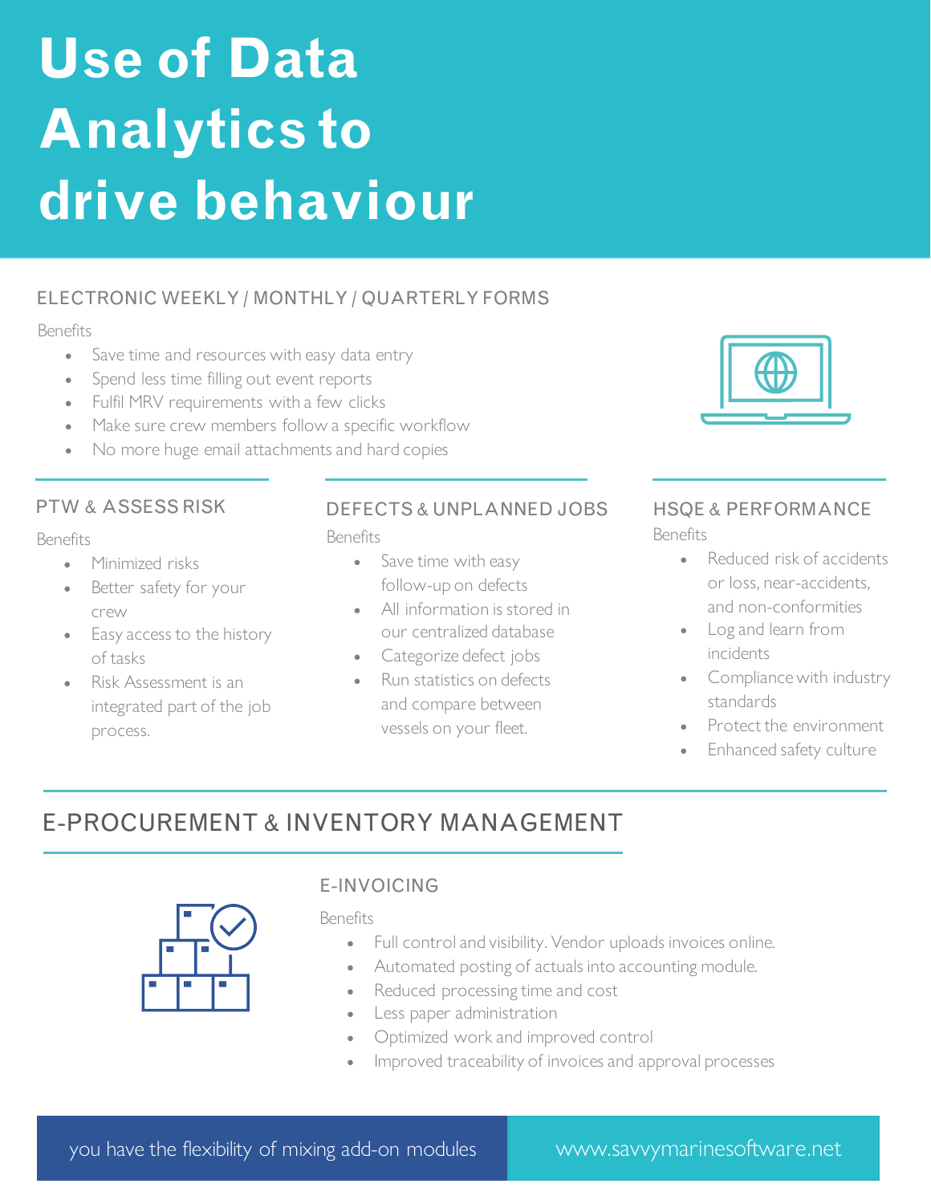# Use of Data Analytics to drive behaviour

## ELECTRONIC WEEKLY / MONTHLY / QUARTERLY FORMS

Benefits

- Save time and resources with easy data entry
- Spend less time filling out event reports
- Fulfil MRV requirements with a few clicks
- Make sure crew members follow a specific workflow
- No more huge email attachments and hard copies

## PTW & ASSESS RISK

Benefits

- Minimized risks
- Better safety for your crew
- Easy access to the history of tasks
- Risk Assessment is an integrated part of the job process.

## DEFECTS & UNPLANNED JOBS

Benefits

- Save time with easy follow-up on defects
- All information is stored in our centralized database
- Categorize defect jobs
- Run statistics on defects and compare between vessels on your fleet.

## HSQE & PERFORMANCE

Benefits

- Reduced risk of accidents or loss, near-accidents, and non-conformities
- Log and learn from incidents
- Compliance with industry standards
- Protect the environment
- Enhanced safety culture

## E-PROCUREMENT & INVENTORY MANAGEMENT

### E-INVOICING

Benefits

- Full control and visibility. Vendor uploads invoices online.
- Automated posting of actuals into accounting module.
- Reduced processing time and cost
- Less paper administration
- Optimized work and improved control
- Improved traceability of invoices and approval processes

you have the flexibility of mixing add-on modules

www.savvymarinesoftware.net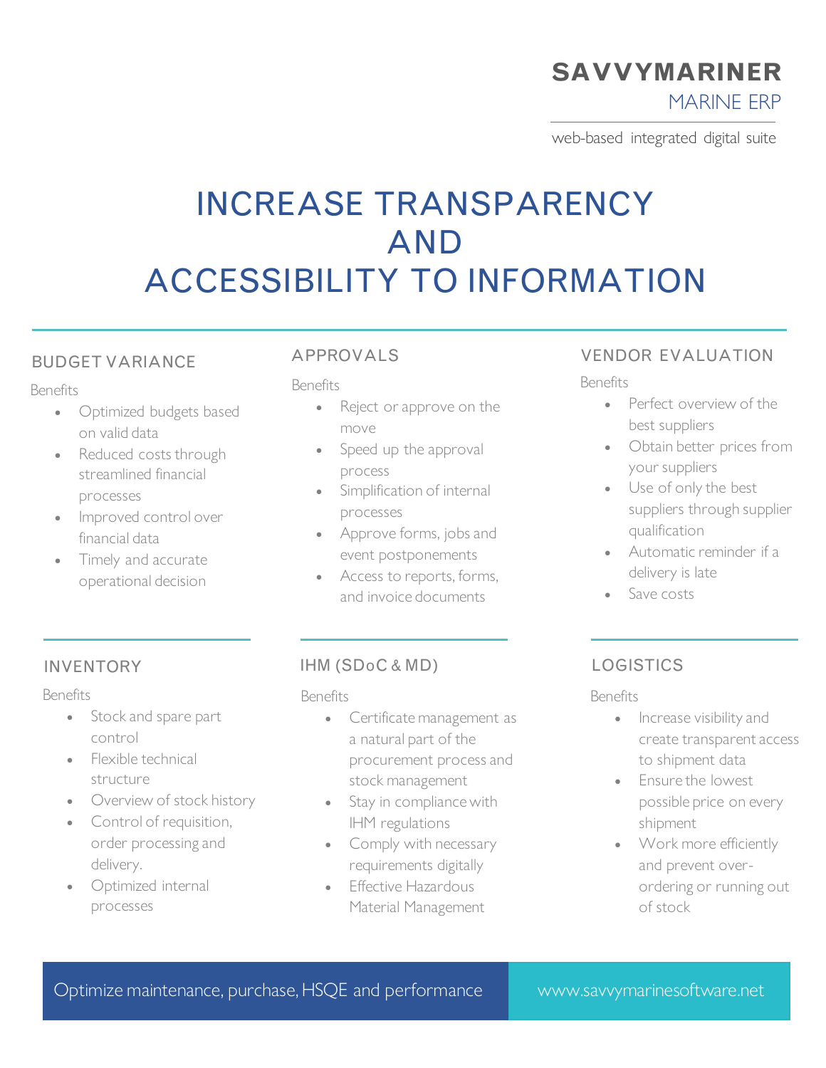**SAVVYMARINER**

MARINE ERP

web-based integrated digital suite

# INCREASE TRANSPARENCY AND ACCESSIBILITY TO INFORMATION

## BUDGET VARIANCE

Benefits

- Optimized budgets based on valid data
- Reduced costs through streamlined financial processes
- Improved control over financial data
- Timely and accurate operational decision

## APPROVALS

Benefits

- Reject or approve on the move
- Speed up the approval process
- Simplification of internal processes
- Approve forms, jobs and event postponements
- Access to reports, forms, and invoice documents

## VENDOR EVALUATION

Benefits

- Perfect overview of the best suppliers
- Obtain better prices from your suppliers
- Use of only the best suppliers through supplier qualification
- Automatic reminder if a delivery is late
- Save costs

## INVENTORY

Benefits

- Stock and spare part control
- Flexible technical structure
- Overview of stock history
- Control of requisition, order processing and delivery.
- Optimized internal processes

## IHM (SDoC & MD)

Benefits

- Certificate management as a natural part of the procurement process and stock management
- Stay in compliance with IHM regulations
- Comply with necessary requirements digitally
- Effective Hazardous Material Management

## LOGISTICS

Benefits

- Increase visibility and create transparent access to shipment data
- Ensure the lowest possible price on every shipment
- Work more efficiently and prevent over-ordering or running out of stock

Optimize maintenance, purchase, HSQE and performance

www.savvymarinesoftware.net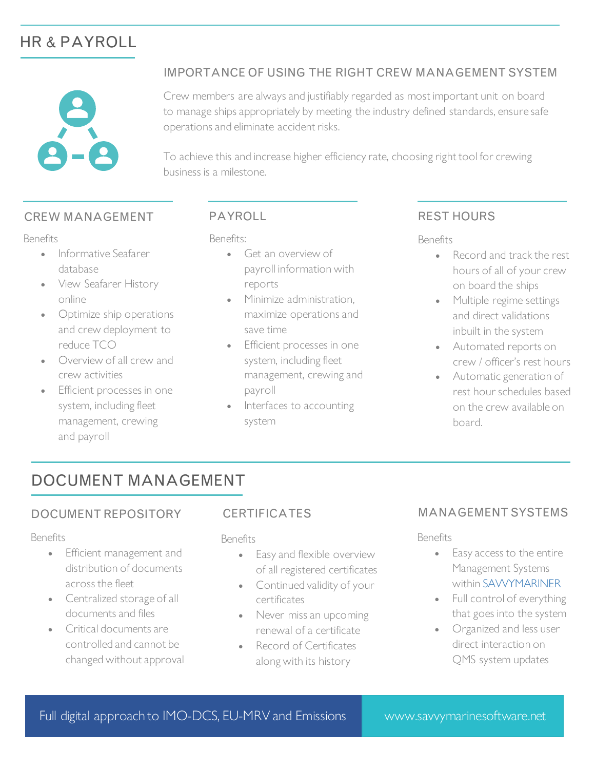# HR & PAYROLL

## IMPORTANCE OF USING THE RIGHT CREW MANAGEMENT SYSTEM

Crew members are always and justifiably regarded as most important unit on board to manage ships appropriately by meeting the industry defined standards, ensure safe operations and eliminate accident risks.

To achieve this and increase higher efficiency rate, choosing right tool for crewing business is a milestone.

### CREW MANAGEMENT

Benefits

- Informative Seafarer database
- View Seafarer History online
- Optimize ship operations and crew deployment to reduce TCO
- Overview of all crew and crew activities
- Efficient processes in one system, including fleet management, crewing and payroll

### PAYROLL

Benefits:

- Get an overview of payroll information with reports
- Minimize administration, maximize operations and save time
- Efficient processes in one system, including fleet management, crewing and payroll
- Interfaces to accounting system

### REST HOURS

Benefits

- Record and track the rest hours of all of your crew on board the ships
- Multiple regime settings and direct validations inbuilt in the system
- Automated reports on crew / officer's rest hours
- Automatic generation of rest hour schedules based on the crew available on board.

# DOCUMENT MANAGEMENT

### DOCUMENT REPOSITORY

Benefits

- Efficient management and distribution of documents across the fleet
- Centralized storage of all documents and files
- Critical documents are controlled and cannot be changed without approval

### CERTIFICATES

Benefits

- Easy and flexible overview of all registered certificates
- Continued validity of your certificates
- Never miss an upcoming renewal of a certificate
- Record of Certificates along with its history

### MANAGEMENT SYSTEMS

Benefits

- Easy access to the entire Management Systems within SAVVYMARINER
- Full control of everything that goes into the system
- Organized and less user direct interaction on QMS system updates

Full digital approach to IMO-DCS, EU-MRV and Emissions

www.savvymarinesoftware.net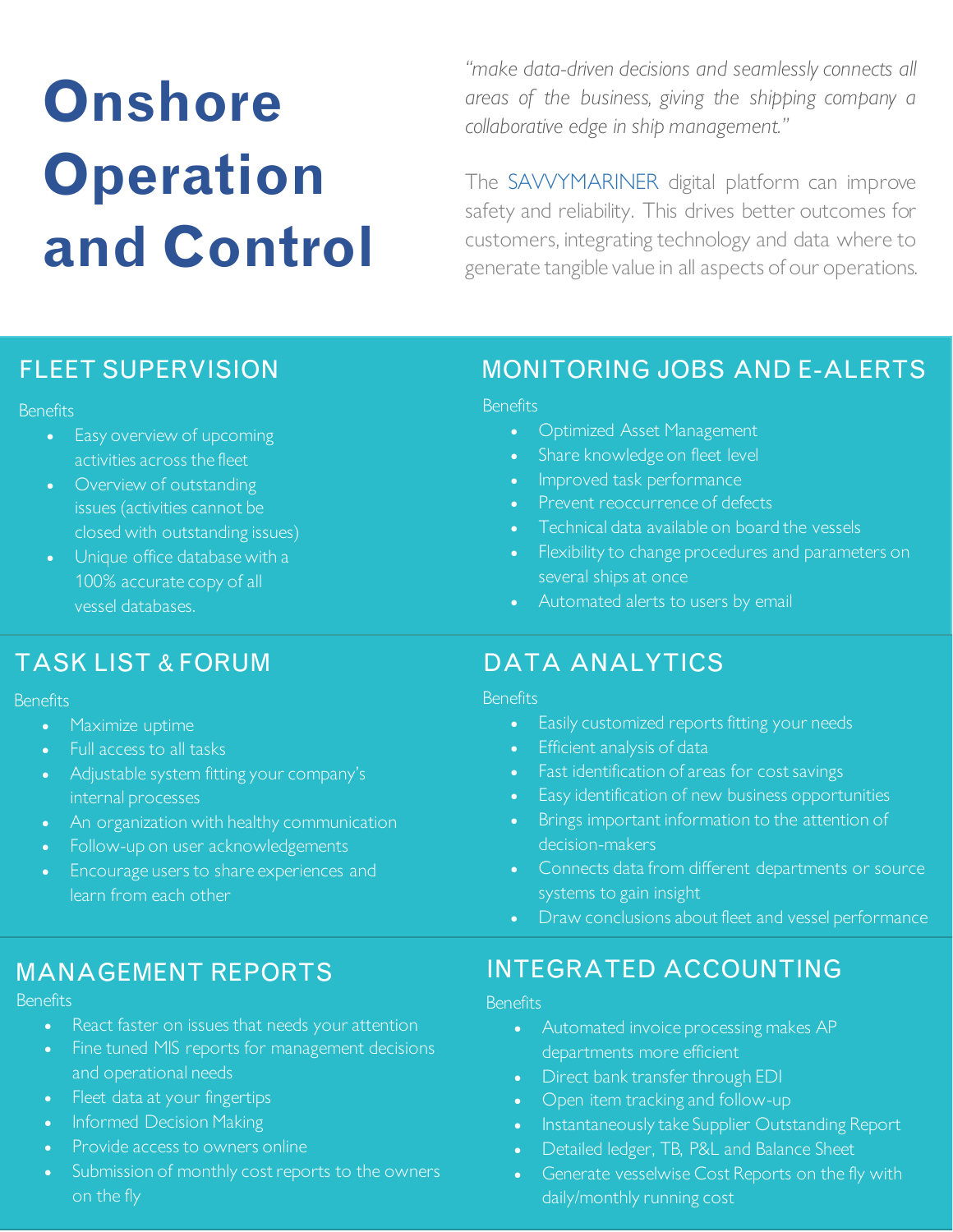# Onshore Operation and Control

*"make data-driven decisions and seamlessly connects all areas of the business, giving the shipping company a collaborative edge in ship management."*

The SAVVYMARINER digital platform can improve safety and reliability. This drives better outcomes for customers, integrating technology and data where to generate tangible value in all aspects of our operations.

## FLEET SUPERVISION

Benefits

- Easy overview of upcoming activities across the fleet
- Overview of outstanding issues (activities cannot be closed with outstanding issues)
- Unique office database with a 100% accurate copy of all vessel databases.

## MONITORING JOBS AND E-ALERTS

Benefits

- Optimized Asset Management
- Share knowledge on fleet level
- Improved task performance
- Prevent reoccurrence of defects
- Technical data available on board the vessels
- Flexibility to change procedures and parameters on several ships at once
- Automated alerts to users by email

## TASK LIST & FORUM

Benefits

- Maximize uptime
- Full access to all tasks
- Adjustable system fitting your company's internal processes
- An organization with healthy communication
- Follow-up on user acknowledgements
- Encourage users to share experiences and learn from each other

## DATA ANALYTICS

Benefits

- Easily customized reports fitting your needs
- Efficient analysis of data
- Fast identification of areas for cost savings
- Easy identification of new business opportunities
- Brings important information to the attention of decision-makers
- Connects data from different departments or source systems to gain insight
- Draw conclusions about fleet and vessel performance

## MANAGEMENT REPORTS

Benefits

- React faster on issues that needs your attention
- Fine tuned MIS reports for management decisions and operational needs
- Fleet data at your fingertips
- Informed Decision Making
- Provide access to owners online
- Submission of monthly cost reports to the owners on the fly

## INTEGRATED ACCOUNTING

Benefits

- Automated invoice processing makes AP departments more efficient
- Direct bank transfer through EDI
- Open item tracking and follow-up
- Instantaneously take Supplier Outstanding Report
- Detailed ledger, TB, P&L and Balance Sheet
- Generate vesselwise Cost Reports on the fly with daily/monthly running cost